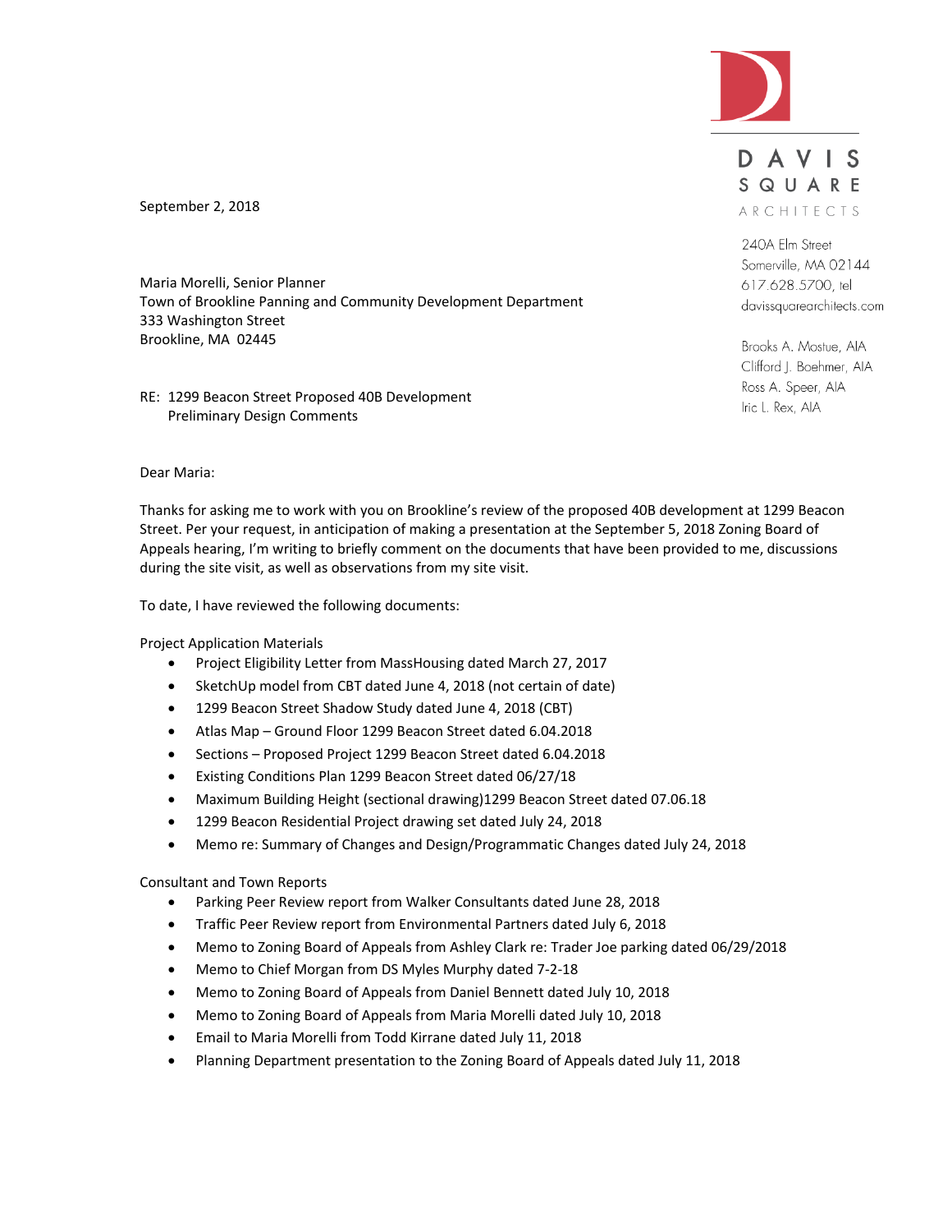DAVIS SQUARE ARCHITECTS

240A Elm Street
Somerville, MA 02144
617.628.5700, tel
davissquarearchitects.com

Brooks A. Mostue, AIA
Clifford J. Boehmer, AIA
Ross A. Speer, AIA
Iric L. Rex, AIA

September 2, 2018

Maria Morelli, Senior Planner
Town of Brookline Panning and Community Development Department
333 Washington Street
Brookline, MA 02445

RE: 1299 Beacon Street Proposed 40B Development
Preliminary Design Comments

Dear Maria:

Thanks for asking me to work with you on Brookline's review of the proposed 40B development at 1299 Beacon Street. Per your request, in anticipation of making a presentation at the September 5, 2018 Zoning Board of Appeals hearing, I'm writing to briefly comment on the documents that have been provided to me, discussions during the site visit, as well as observations from my site visit.

To date, I have reviewed the following documents:

Project Application Materials

- Project Eligibility Letter from MassHousing dated March 27, 2017
- SketchUp model from CBT dated June 4, 2018 (not certain of date)
- 1299 Beacon Street Shadow Study dated June 4, 2018 (CBT)
- Atlas Map – Ground Floor 1299 Beacon Street dated 6.04.2018
- Sections – Proposed Project 1299 Beacon Street dated 6.04.2018
- Existing Conditions Plan 1299 Beacon Street dated 06/27/18
- Maximum Building Height (sectional drawing)1299 Beacon Street dated 07.06.18
- 1299 Beacon Residential Project drawing set dated July 24, 2018
- Memo re: Summary of Changes and Design/Programmatic Changes dated July 24, 2018

Consultant and Town Reports

- Parking Peer Review report from Walker Consultants dated June 28, 2018
- Traffic Peer Review report from Environmental Partners dated July 6, 2018
- Memo to Zoning Board of Appeals from Ashley Clark re: Trader Joe parking dated 06/29/2018
- Memo to Chief Morgan from DS Myles Murphy dated 7-2-18
- Memo to Zoning Board of Appeals from Daniel Bennett dated July 10, 2018
- Memo to Zoning Board of Appeals from Maria Morelli dated July 10, 2018
- Email to Maria Morelli from Todd Kirrane dated July 11, 2018
- Planning Department presentation to the Zoning Board of Appeals dated July 11, 2018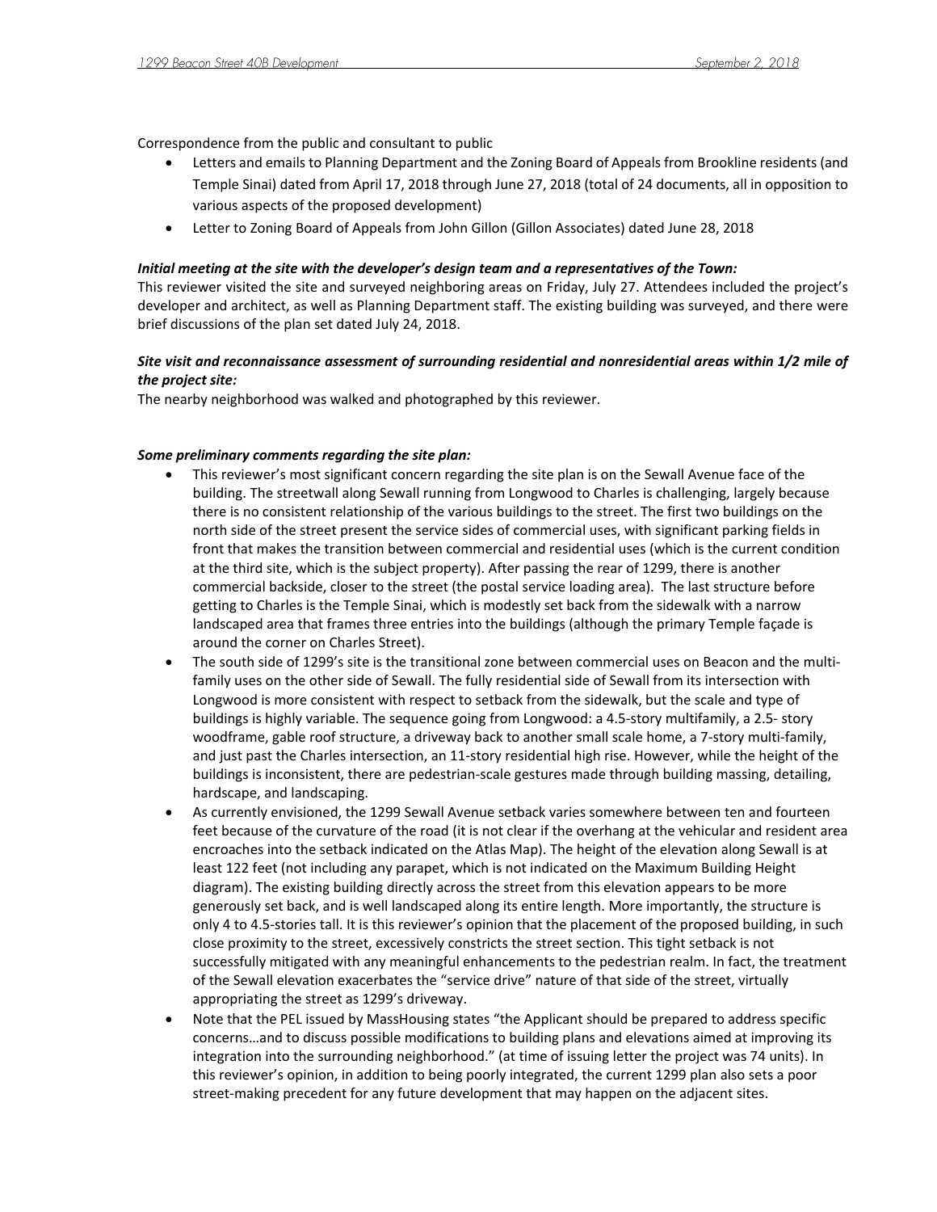Correspondence from the public and consultant to public

- Letters and emails to Planning Department and the Zoning Board of Appeals from Brookline residents (and Temple Sinai) dated from April 17, 2018 through June 27, 2018 (total of 24 documents, all in opposition to various aspects of the proposed development)
- Letter to Zoning Board of Appeals from John Gillon (Gillon Associates) dated June 28, 2018

***Initial meeting at the site with the developer's design team and a representatives of the Town:***

This reviewer visited the site and surveyed neighboring areas on Friday, July 27. Attendees included the project's developer and architect, as well as Planning Department staff. The existing building was surveyed, and there were brief discussions of the plan set dated July 24, 2018.

***Site visit and reconnaissance assessment of surrounding residential and nonresidential areas within 1/2 mile of the project site:***

The nearby neighborhood was walked and photographed by this reviewer.

***Some preliminary comments regarding the site plan:***

- This reviewer's most significant concern regarding the site plan is on the Sewall Avenue face of the building. The streetwall along Sewall running from Longwood to Charles is challenging, largely because there is no consistent relationship of the various buildings to the street. The first two buildings on the north side of the street present the service sides of commercial uses, with significant parking fields in front that makes the transition between commercial and residential uses (which is the current condition at the third site, which is the subject property). After passing the rear of 1299, there is another commercial backside, closer to the street (the postal service loading area). The last structure before getting to Charles is the Temple Sinai, which is modestly set back from the sidewalk with a narrow landscaped area that frames three entries into the buildings (although the primary Temple façade is around the corner on Charles Street).
- The south side of 1299's site is the transitional zone between commercial uses on Beacon and the multi-family uses on the other side of Sewall. The fully residential side of Sewall from its intersection with Longwood is more consistent with respect to setback from the sidewalk, but the scale and type of buildings is highly variable. The sequence going from Longwood: a 4.5-story multifamily, a 2.5- story woodframe, gable roof structure, a driveway back to another small scale home, a 7-story multi-family, and just past the Charles intersection, an 11-story residential high rise. However, while the height of the buildings is inconsistent, there are pedestrian-scale gestures made through building massing, detailing, hardscape, and landscaping.
- As currently envisioned, the 1299 Sewall Avenue setback varies somewhere between ten and fourteen feet because of the curvature of the road (it is not clear if the overhang at the vehicular and resident area encroaches into the setback indicated on the Atlas Map). The height of the elevation along Sewall is at least 122 feet (not including any parapet, which is not indicated on the Maximum Building Height diagram). The existing building directly across the street from this elevation appears to be more generously set back, and is well landscaped along its entire length. More importantly, the structure is only 4 to 4.5-stories tall. It is this reviewer's opinion that the placement of the proposed building, in such close proximity to the street, excessively constricts the street section. This tight setback is not successfully mitigated with any meaningful enhancements to the pedestrian realm. In fact, the treatment of the Sewall elevation exacerbates the "service drive" nature of that side of the street, virtually appropriating the street as 1299's driveway.
- Note that the PEL issued by MassHousing states "the Applicant should be prepared to address specific concerns…and to discuss possible modifications to building plans and elevations aimed at improving its integration into the surrounding neighborhood." (at time of issuing letter the project was 74 units). In this reviewer's opinion, in addition to being poorly integrated, the current 1299 plan also sets a poor street-making precedent for any future development that may happen on the adjacent sites.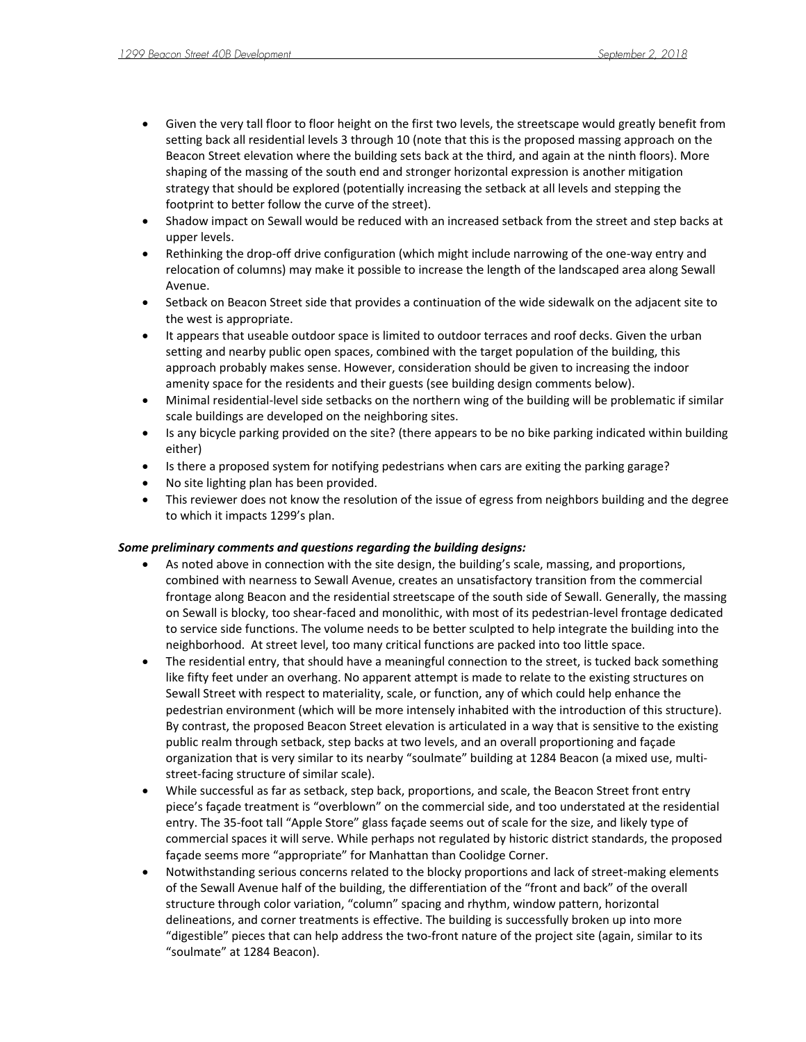- Given the very tall floor to floor height on the first two levels, the streetscape would greatly benefit from setting back all residential levels 3 through 10 (note that this is the proposed massing approach on the Beacon Street elevation where the building sets back at the third, and again at the ninth floors). More shaping of the massing of the south end and stronger horizontal expression is another mitigation strategy that should be explored (potentially increasing the setback at all levels and stepping the footprint to better follow the curve of the street).
- Shadow impact on Sewall would be reduced with an increased setback from the street and step backs at upper levels.
- Rethinking the drop-off drive configuration (which might include narrowing of the one-way entry and relocation of columns) may make it possible to increase the length of the landscaped area along Sewall Avenue.
- Setback on Beacon Street side that provides a continuation of the wide sidewalk on the adjacent site to the west is appropriate.
- It appears that useable outdoor space is limited to outdoor terraces and roof decks. Given the urban setting and nearby public open spaces, combined with the target population of the building, this approach probably makes sense. However, consideration should be given to increasing the indoor amenity space for the residents and their guests (see building design comments below).
- Minimal residential-level side setbacks on the northern wing of the building will be problematic if similar scale buildings are developed on the neighboring sites.
- Is any bicycle parking provided on the site? (there appears to be no bike parking indicated within building either)
- Is there a proposed system for notifying pedestrians when cars are exiting the parking garage?
- No site lighting plan has been provided.
- This reviewer does not know the resolution of the issue of egress from neighbors building and the degree to which it impacts 1299's plan.

***Some preliminary comments and questions regarding the building designs:***

- As noted above in connection with the site design, the building's scale, massing, and proportions, combined with nearness to Sewall Avenue, creates an unsatisfactory transition from the commercial frontage along Beacon and the residential streetscape of the south side of Sewall. Generally, the massing on Sewall is blocky, too shear-faced and monolithic, with most of its pedestrian-level frontage dedicated to service side functions. The volume needs to be better sculpted to help integrate the building into the neighborhood. At street level, too many critical functions are packed into too little space.
- The residential entry, that should have a meaningful connection to the street, is tucked back something like fifty feet under an overhang. No apparent attempt is made to relate to the existing structures on Sewall Street with respect to materiality, scale, or function, any of which could help enhance the pedestrian environment (which will be more intensely inhabited with the introduction of this structure). By contrast, the proposed Beacon Street elevation is articulated in a way that is sensitive to the existing public realm through setback, step backs at two levels, and an overall proportioning and façade organization that is very similar to its nearby "soulmate" building at 1284 Beacon (a mixed use, multi-street-facing structure of similar scale).
- While successful as far as setback, step back, proportions, and scale, the Beacon Street front entry piece's façade treatment is "overblown" on the commercial side, and too understated at the residential entry. The 35-foot tall "Apple Store" glass façade seems out of scale for the size, and likely type of commercial spaces it will serve. While perhaps not regulated by historic district standards, the proposed façade seems more "appropriate" for Manhattan than Coolidge Corner.
- Notwithstanding serious concerns related to the blocky proportions and lack of street-making elements of the Sewall Avenue half of the building, the differentiation of the "front and back" of the overall structure through color variation, "column" spacing and rhythm, window pattern, horizontal delineations, and corner treatments is effective. The building is successfully broken up into more "digestible" pieces that can help address the two-front nature of the project site (again, similar to its "soulmate" at 1284 Beacon).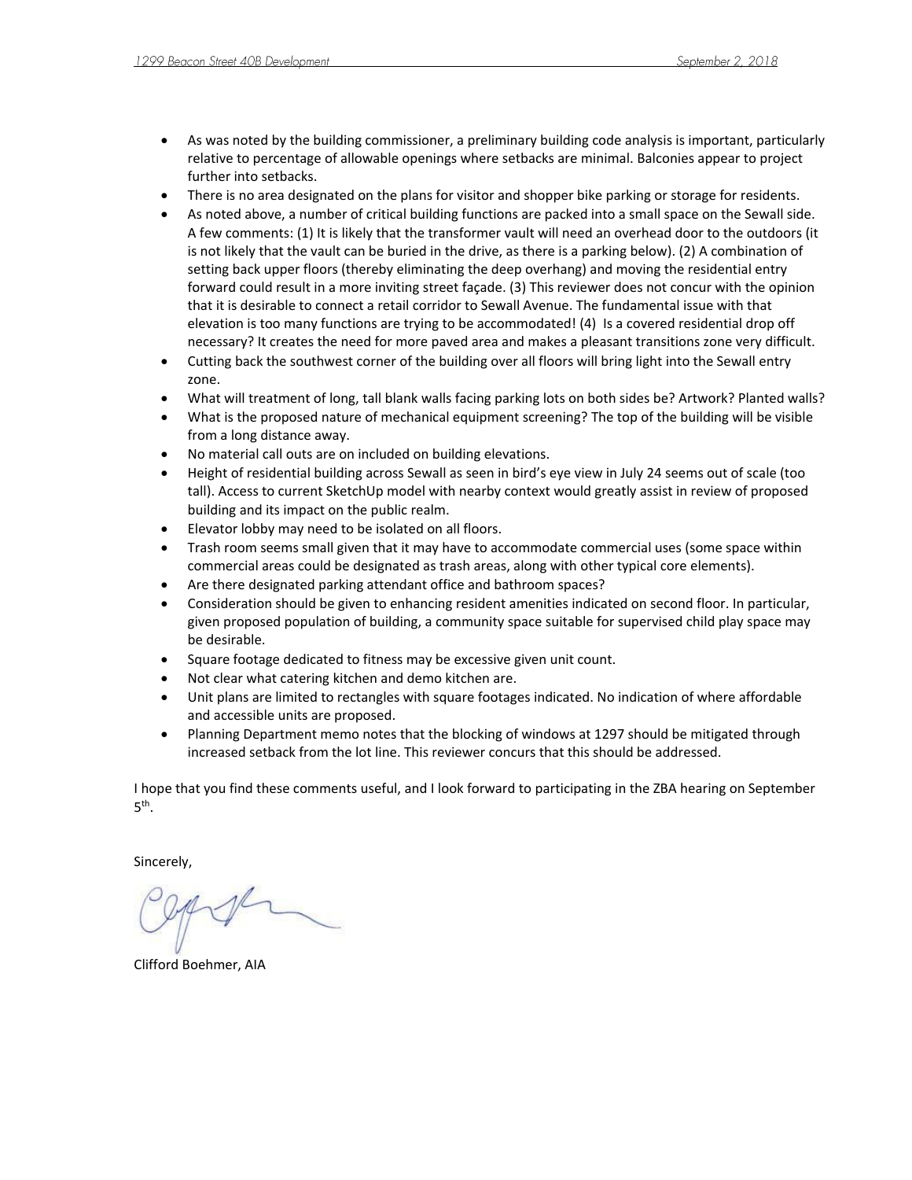- As was noted by the building commissioner, a preliminary building code analysis is important, particularly relative to percentage of allowable openings where setbacks are minimal. Balconies appear to project further into setbacks.
- There is no area designated on the plans for visitor and shopper bike parking or storage for residents.
- As noted above, a number of critical building functions are packed into a small space on the Sewall side. A few comments: (1) It is likely that the transformer vault will need an overhead door to the outdoors (it is not likely that the vault can be buried in the drive, as there is a parking below). (2) A combination of setting back upper floors (thereby eliminating the deep overhang) and moving the residential entry forward could result in a more inviting street façade. (3) This reviewer does not concur with the opinion that it is desirable to connect a retail corridor to Sewall Avenue. The fundamental issue with that elevation is too many functions are trying to be accommodated! (4) Is a covered residential drop off necessary? It creates the need for more paved area and makes a pleasant transitions zone very difficult.
- Cutting back the southwest corner of the building over all floors will bring light into the Sewall entry zone.
- What will treatment of long, tall blank walls facing parking lots on both sides be? Artwork? Planted walls?
- What is the proposed nature of mechanical equipment screening? The top of the building will be visible from a long distance away.
- No material call outs are on included on building elevations.
- Height of residential building across Sewall as seen in bird's eye view in July 24 seems out of scale (too tall). Access to current SketchUp model with nearby context would greatly assist in review of proposed building and its impact on the public realm.
- Elevator lobby may need to be isolated on all floors.
- Trash room seems small given that it may have to accommodate commercial uses (some space within commercial areas could be designated as trash areas, along with other typical core elements).
- Are there designated parking attendant office and bathroom spaces?
- Consideration should be given to enhancing resident amenities indicated on second floor. In particular, given proposed population of building, a community space suitable for supervised child play space may be desirable.
- Square footage dedicated to fitness may be excessive given unit count.
- Not clear what catering kitchen and demo kitchen are.
- Unit plans are limited to rectangles with square footages indicated. No indication of where affordable and accessible units are proposed.
- Planning Department memo notes that the blocking of windows at 1297 should be mitigated through increased setback from the lot line. This reviewer concurs that this should be addressed.

I hope that you find these comments useful, and I look forward to participating in the ZBA hearing on September 5th.

Sincerely,

Clifford Boehmer, AIA